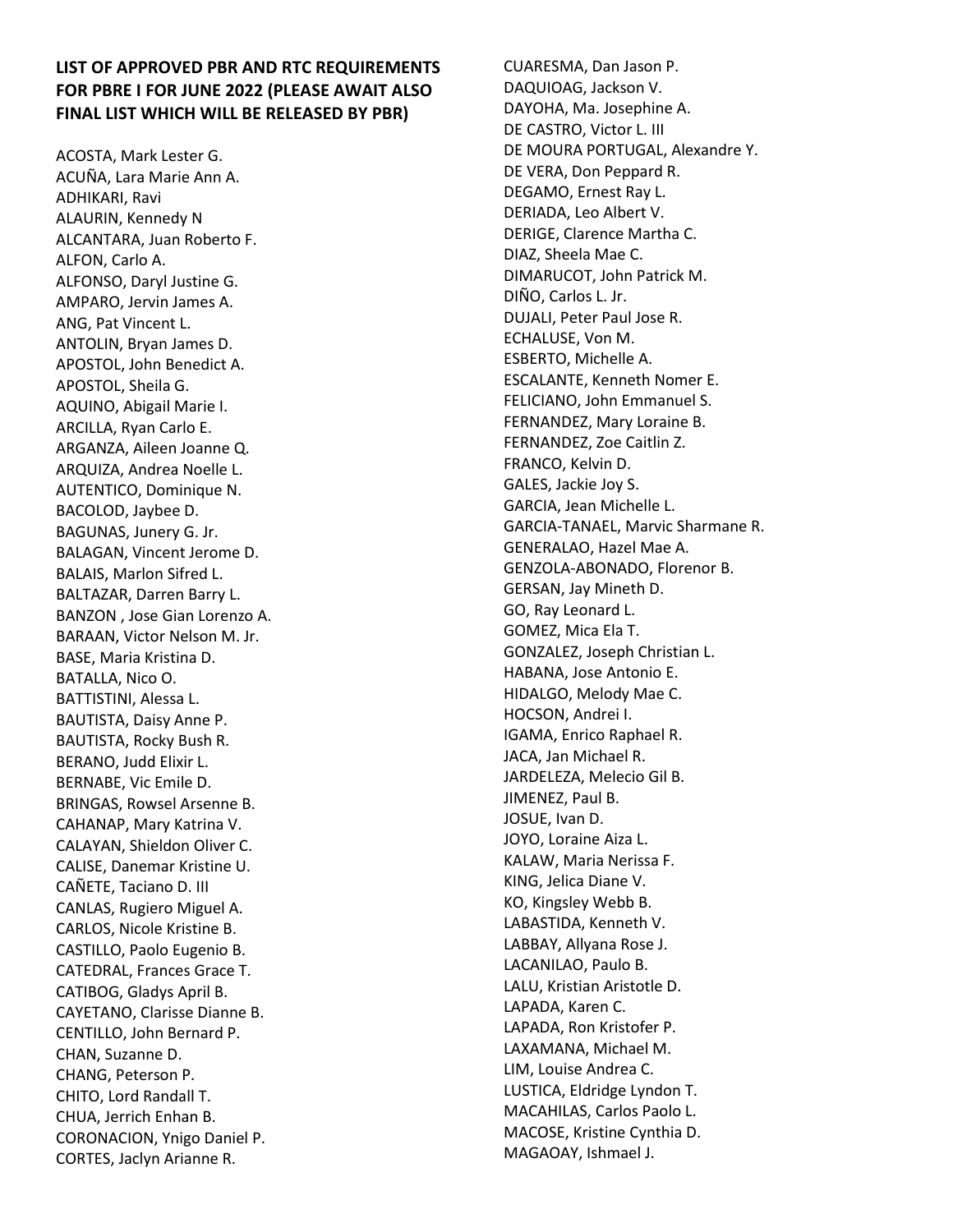**LIST OF APPROVED PBR AND RTC REQUIREMENTS FOR PBRE I FOR JUNE 2022 (PLEASE AWAIT ALSO FINAL LIST WHICH WILL BE RELEASED BY PBR)**

ACOSTA, Mark Lester G.
ACUÑA, Lara Marie Ann A.
ADHIKARI, Ravi
ALAURIN, Kennedy N
ALCANTARA, Juan Roberto F.
ALFON, Carlo A.
ALFONSO, Daryl Justine G.
AMPARO, Jervin James A.
ANG, Pat Vincent L.
ANTOLIN, Bryan James D.
APOSTOL, John Benedict A.
APOSTOL, Sheila G.
AQUINO, Abigail Marie I.
ARCILLA, Ryan Carlo E.
ARGANZA, Aileen Joanne Q.
ARQUIZA, Andrea Noelle L.
AUTENTICO, Dominique N.
BACOLOD, Jaybee D.
BAGUNAS, Junery G. Jr.
BALAGAN, Vincent Jerome D.
BALAIS, Marlon Sifred L.
BALTAZAR, Darren Barry L.
BANZON , Jose Gian Lorenzo A.
BARAAN, Victor Nelson M. Jr.
BASE, Maria Kristina D.
BATALLA, Nico O.
BATTISTINI, Alessa L.
BAUTISTA, Daisy Anne P.
BAUTISTA, Rocky Bush R.
BERANO, Judd Elixir L.
BERNABE, Vic Emile D.
BRINGAS, Rowsel Arsenne B.
CAHANAP, Mary Katrina V.
CALAYAN, Shieldon Oliver C.
CALISE, Danemar Kristine U.
CAÑETE, Taciano D. III
CANLAS, Rugiero Miguel A.
CARLOS, Nicole Kristine B.
CASTILLO, Paolo Eugenio B.
CATEDRAL, Frances Grace T.
CATIBOG, Gladys April B.
CAYETANO, Clarisse Dianne B.
CENTILLO, John Bernard P.
CHAN, Suzanne D.
CHANG, Peterson P.
CHITO, Lord Randall T.
CHUA, Jerrich Enhan B.
CORONACION, Ynigo Daniel P.
CORTES, Jaclyn Arianne R.
CUARESMA, Dan Jason P.
DAQUIOAG, Jackson V.
DAYOHA, Ma. Josephine A.
DE CASTRO, Victor L. III
DE MOURA PORTUGAL, Alexandre Y.
DE VERA, Don Peppard R.
DEGAMO, Ernest Ray L.
DERIADA, Leo Albert V.
DERIGE, Clarence Martha C.
DIAZ, Sheela Mae C.
DIMARUCOT, John Patrick M.
DIÑO, Carlos L. Jr.
DUJALI, Peter Paul Jose R.
ECHALUSE, Von M.
ESBERTO, Michelle A.
ESCALANTE, Kenneth Nomer E.
FELICIANO, John Emmanuel S.
FERNANDEZ, Mary Loraine B.
FERNANDEZ, Zoe Caitlin Z.
FRANCO, Kelvin D.
GALES, Jackie Joy S.
GARCIA, Jean Michelle L.
GARCIA-TANAEL, Marvic Sharmane R.
GENERALAO, Hazel Mae A.
GENZOLA-ABONADO, Florenor B.
GERSAN, Jay Mineth D.
GO, Ray Leonard L.
GOMEZ, Mica Ela T.
GONZALEZ, Joseph Christian L.
HABANA, Jose Antonio E.
HIDALGO, Melody Mae C.
HOCSON, Andrei I.
IGAMA, Enrico Raphael R.
JACA, Jan Michael R.
JARDELEZA, Melecio Gil B.
JIMENEZ, Paul B.
JOSUE, Ivan D.
JOYO, Loraine Aiza L.
KALAW, Maria Nerissa F.
KING, Jelica Diane V.
KO, Kingsley Webb B.
LABASTIDA, Kenneth V.
LABBAY, Allyana Rose J.
LACANILAO, Paulo B.
LALU, Kristian Aristotle D.
LAPADA, Karen C.
LAPADA, Ron Kristofer P.
LAXAMANA, Michael M.
LIM, Louise Andrea C.
LUSTICA, Eldridge Lyndon T.
MACAHILAS, Carlos Paolo L.
MACOSE, Kristine Cynthia D.
MAGAOAY, Ishmael J.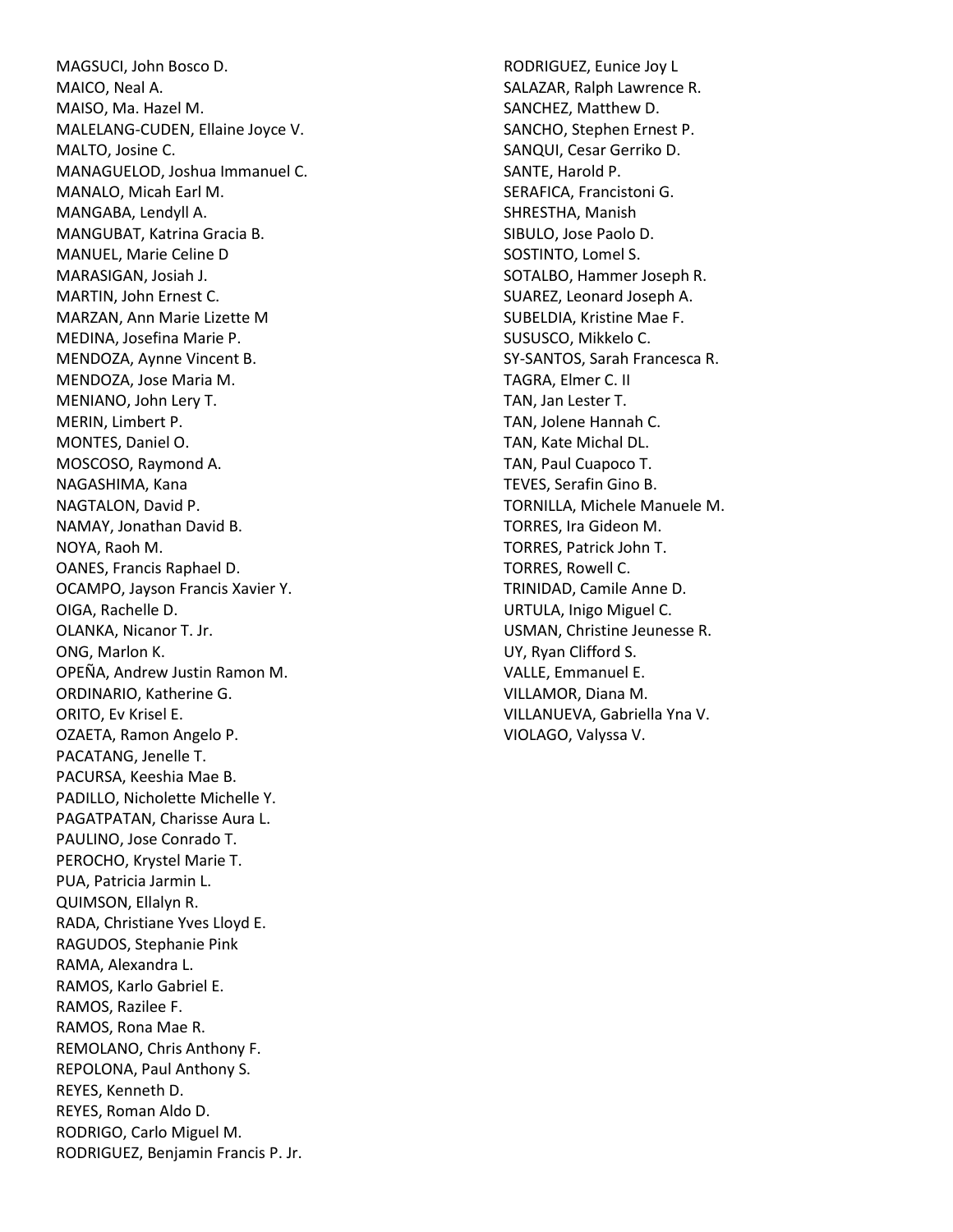MAGSUCI, John Bosco D.
MAICO, Neal A.
MAISO, Ma. Hazel M.
MALELANG-CUDEN, Ellaine Joyce V.
MALTO, Josine C.
MANAGUELOD, Joshua Immanuel C.
MANALO, Micah Earl M.
MANGABA, Lendyll A.
MANGUBAT, Katrina Gracia B.
MANUEL, Marie Celine D
MARASIGAN, Josiah J.
MARTIN, John Ernest C.
MARZAN, Ann Marie Lizette M
MEDINA, Josefina Marie P.
MENDOZA, Aynne Vincent B.
MENDOZA, Jose Maria M.
MENIANO, John Lery T.
MERIN, Limbert P.
MONTES, Daniel O.
MOSCOSO, Raymond A.
NAGASHIMA, Kana
NAGTALON, David P.
NAMAY, Jonathan David B.
NOYA, Raoh M.
OANES, Francis Raphael D.
OCAMPO, Jayson Francis Xavier Y.
OIGA, Rachelle D.
OLANKA, Nicanor T. Jr.
ONG, Marlon K.
OPEÑA, Andrew Justin Ramon M.
ORDINARIO, Katherine G.
ORITO, Ev Krisel E.
OZAETA, Ramon Angelo P.
PACATANG, Jenelle T.
PACURSA, Keeshia Mae B.
PADILLO, Nicholette Michelle Y.
PAGATPATAN, Charisse Aura L.
PAULINO, Jose Conrado T.
PEROCHO, Krystel Marie T.
PUA, Patricia Jarmin L.
QUIMSON, Ellalyn R.
RADA, Christiane Yves Lloyd E.
RAGUDOS, Stephanie Pink
RAMA, Alexandra L.
RAMOS, Karlo Gabriel E.
RAMOS, Razilee F.
RAMOS, Rona Mae R.
REMOLANO, Chris Anthony F.
REPOLONA, Paul Anthony S.
REYES, Kenneth D.
REYES, Roman Aldo D.
RODRIGO, Carlo Miguel M.
RODRIGUEZ, Benjamin Francis P. Jr.
RODRIGUEZ, Eunice Joy L
SALAZAR, Ralph Lawrence R.
SANCHEZ, Matthew D.
SANCHO, Stephen Ernest P.
SANQUI, Cesar Gerriko D.
SANTE, Harold P.
SERAFICA, Francistoni G.
SHRESTHA, Manish
SIBULO, Jose Paolo D.
SOSTINTO, Lomel S.
SOTALBO, Hammer Joseph R.
SUAREZ, Leonard Joseph A.
SUBELDIA, Kristine Mae F.
SUSUSCO, Mikkelo C.
SY-SANTOS, Sarah Francesca R.
TAGRA, Elmer C. II
TAN, Jan Lester T.
TAN, Jolene Hannah C.
TAN, Kate Michal DL.
TAN, Paul Cuapoco T.
TEVES, Serafin Gino B.
TORNILLA, Michele Manuele M.
TORRES, Ira Gideon M.
TORRES, Patrick John T.
TORRES, Rowell C.
TRINIDAD, Camile Anne D.
URTULA, Inigo Miguel C.
USMAN, Christine Jeunesse R.
UY, Ryan Clifford S.
VALLE, Emmanuel E.
VILLAMOR, Diana M.
VILLANUEVA, Gabriella Yna V.
VIOLAGO, Valyssa V.